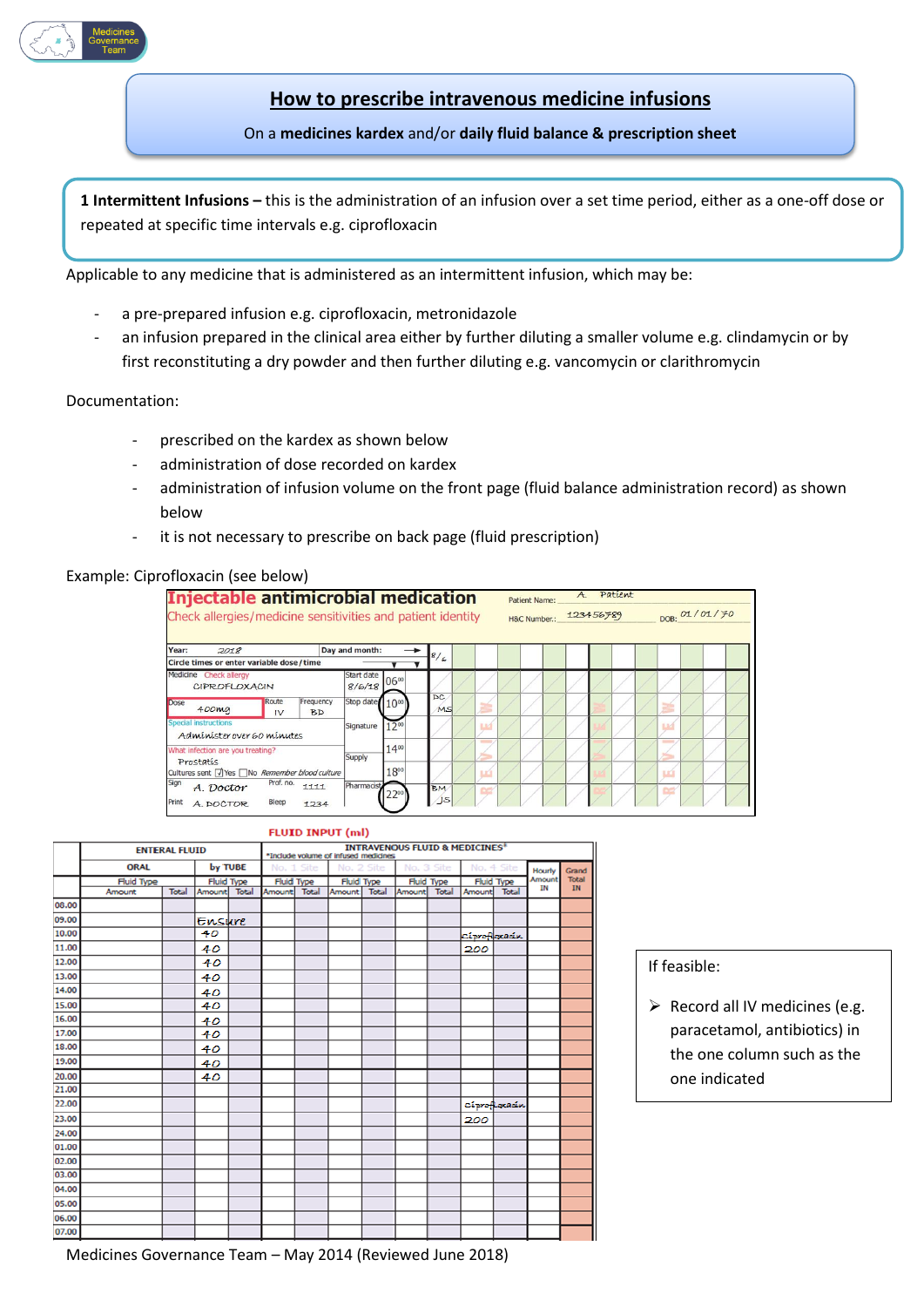Medicines Governance Team

# How to prescribe intravenous medicine infusions

On a **medicines kardex** and/or **daily fluid balance & prescription sheet**

**1 Intermittent Infusions –** this is the administration of an infusion over a set time period, either as a one-off dose or repeated at specific time intervals e.g. ciprofloxacin

Applicable to any medicine that is administered as an intermittent infusion, which may be:

- a pre-prepared infusion e.g. ciprofloxacin, metronidazole
- an infusion prepared in the clinical area either by further diluting a smaller volume e.g. clindamycin or by first reconstituting a dry powder and then further diluting e.g. vancomycin or clarithromycin

Documentation:

- prescribed on the kardex as shown below
- administration of dose recorded on kardex
- administration of infusion volume on the front page (fluid balance administration record) as shown below
- it is not necessary to prescribe on back page (fluid prescription)

Example: Ciprofloxacin (see below)

**Injectable antimicrobial medication**

Check allergies/medicine sensitivities and patient identity

Patient Name: A. Patient
H&C Number: 123456789
DOB: 01/01/70

Year: 2018
Day and month: 8/6
Circle times or enter variable dose/time

| | | |
|---|---|---|
| Medicine (Check allergy): CIPROFLOXACIN | Start date: 8/6/18 | 06:00 |
| Dose: 400mg; Route: IV; Frequency: BD | Stop date | 10:00 (DC MS) |
| Special instructions: Administer over 60 minutes | Signature | 12:00 |
| What infection are you treating? Prostatis | Supply | 14:00 |
| Cultures sent ☑ Yes ☐ No *Remember blood culture* | | 18:00 |
| Sign: A. Doctor; Prof. no.: 1111 | Pharmacist | 22:00 (BM JS) |
| Print: A. DOCTOR; Bleep: 1234 | | |

**FLUID INPUT (ml)**

| | ENTERAL FLUID | | | | INTRAVENOUS FLUID & MEDICINES* *Include volume of infused medicines | | | | | | | | | |
|---|---|---|---|---|---|---|---|---|---|---|---|---|---|---|
| | ORAL | | by TUBE | | No. 1 Site | | No. 2 Site | | No. 3 Site | | No. 4 Site | | Hourly Amount IN | Grand Total IN |
| | Fluid Type Amount | Total | Fluid Type Amount | Total | Fluid Type Amount | Total | Fluid Type Amount | Total | Fluid Type Amount | Total | Fluid Type Amount | Total | | |
| 08.00 | | | | | | | | | | | | | | |
| 09.00 | | | Ensure | | | | | | | | | | | |
| 10.00 | | | 40 | | | | | | | | Ciprofloxacin | | | |
| 11.00 | | | 40 | | | | | | | | 200 | | | |
| 12.00 | | | 40 | | | | | | | | | | | |
| 13.00 | | | 40 | | | | | | | | | | | |
| 14.00 | | | 40 | | | | | | | | | | | |
| 15.00 | | | 40 | | | | | | | | | | | |
| 16.00 | | | 40 | | | | | | | | | | | |
| 17.00 | | | 40 | | | | | | | | | | | |
| 18.00 | | | 40 | | | | | | | | | | | |
| 19.00 | | | 40 | | | | | | | | | | | |
| 20.00 | | | 40 | | | | | | | | | | | |
| 21.00 | | | | | | | | | | | | | | |
| 22.00 | | | | | | | | | | | Ciprofloxacin | | | |
| 23.00 | | | | | | | | | | | 200 | | | |
| 24.00 | | | | | | | | | | | | | | |
| 01.00 | | | | | | | | | | | | | | |
| 02.00 | | | | | | | | | | | | | | |
| 03.00 | | | | | | | | | | | | | | |
| 04.00 | | | | | | | | | | | | | | |
| 05.00 | | | | | | | | | | | | | | |
| 06.00 | | | | | | | | | | | | | | |
| 07.00 | | | | | | | | | | | | | | |

If feasible:

- Record all IV medicines (e.g. paracetamol, antibiotics) in the one column such as the one indicated

Medicines Governance Team – May 2014 (Reviewed June 2018)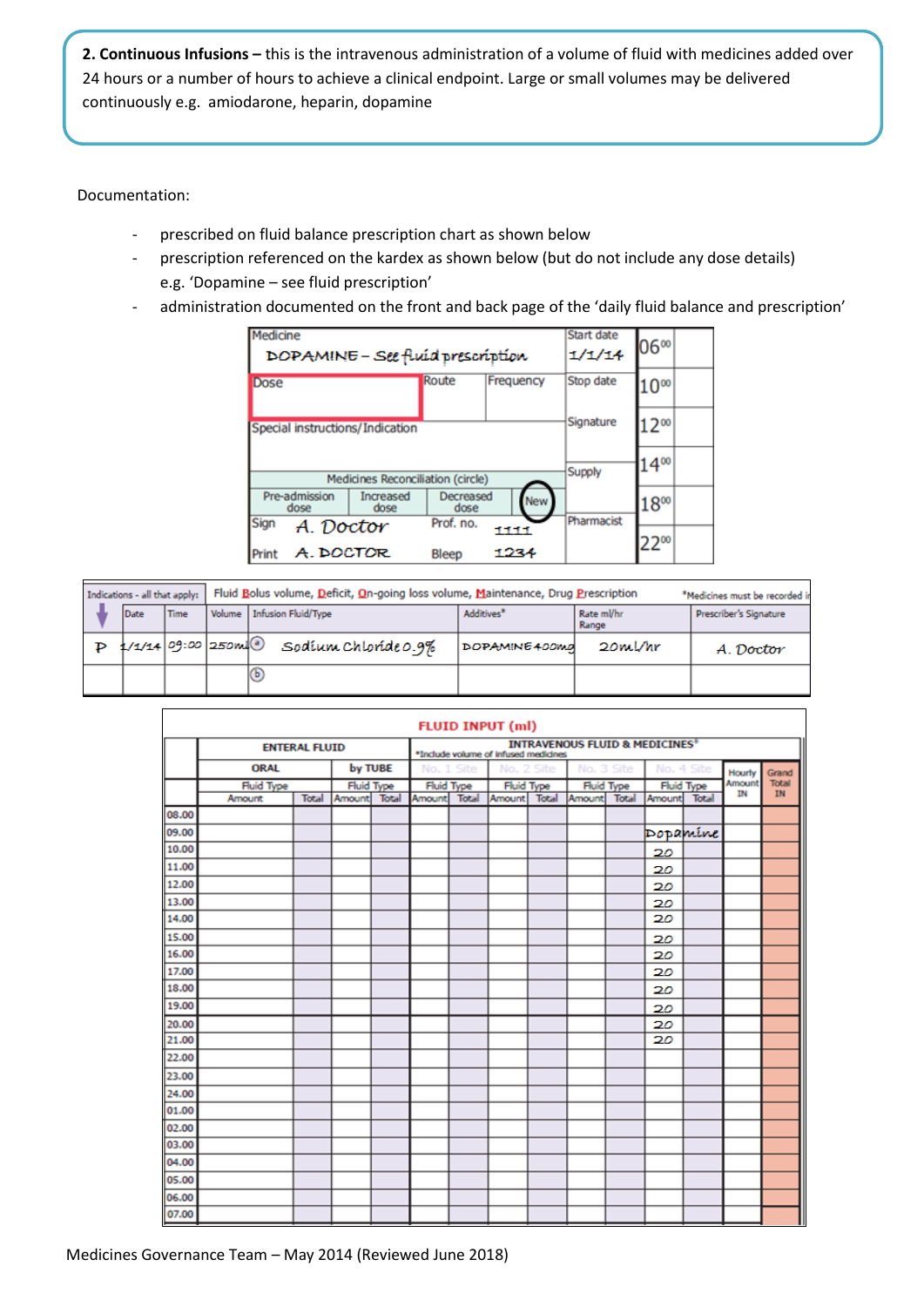**2. Continuous Infusions –** this is the intravenous administration of a volume of fluid with medicines added over 24 hours or a number of hours to achieve a clinical endpoint. Large or small volumes may be delivered continuously e.g. amiodarone, heparin, dopamine

Documentation:

- prescribed on fluid balance prescription chart as shown below
- prescription referenced on the kardex as shown below (but do not include any dose details) e.g. 'Dopamine – see fluid prescription'
- administration documented on the front and back page of the 'daily fluid balance and prescription'

| | | | | |
|---|---|---|---|---|
| Medicine: DOPAMINE – See fluid prescription | | | Start date: 1/1/14 | 06⁰⁰ |
| Dose | Route | Frequency | Stop date | 10⁰⁰ |
| Special instructions/ Indication | | | Signature | 12⁰⁰ |
| | | | | 14⁰⁰ |
| Medicines Reconciliation (circle): Pre-admission dose / Increased dose / Decreased dose / (New) | | | Supply | 18⁰⁰ |
| Sign: A. Doctor | Prof. no. 1111 | | Pharmacist | 22⁰⁰ |
| Print: A. DOCTOR | Bleep: 1234 | | | |

Indications - all that apply: Fluid Bolus volume, Deficit, On-going loss volume, Maintenance, Drug Prescription

*Medicines must be recorded i

| Indication | Date | Time | Volume | Infusion Fluid/Type | Additives* | Rate ml/hr Range | Prescriber's Signature |
|---|---|---|---|---|---|---|---|
| P | 1/1/14 | 09:00 | 250ml | ⓐ Sodium Chloride 0.9% | DOPAMINE 400mg | 20ml/hr | A. Doctor |
| | | | | ⓑ | | | |

**FLUID INPUT (ml)**

| | ENTERAL FLUID | | | | INTRAVENOUS FLUID & MEDICINES* *Include volume of infused medicines | | | | | | | | Hourly Amount IN | Grand Total IN |
|---|---|---|---|---|---|---|---|---|---|---|---|---|---|---|
| | ORAL | | by TUBE | | No. 1 Site | | No. 2 Site | | No. 3 Site | | No. 4 Site | | | |
| | Fluid Type | | Fluid Type | | Fluid Type | | Fluid Type | | Fluid Type | | Fluid Type | | | |
| | Amount | Total | Amount | Total | Amount | Total | Amount | Total | Amount | Total | Amount | Total | | |
| 08.00 | | | | | | | | | | | | | | |
| 09.00 | | | | | | | | | | | Dopamine | | | |
| 10.00 | | | | | | | | | | | 20 | | | |
| 11.00 | | | | | | | | | | | 20 | | | |
| 12.00 | | | | | | | | | | | 20 | | | |
| 13.00 | | | | | | | | | | | 20 | | | |
| 14.00 | | | | | | | | | | | 20 | | | |
| 15.00 | | | | | | | | | | | 20 | | | |
| 16.00 | | | | | | | | | | | 20 | | | |
| 17.00 | | | | | | | | | | | 20 | | | |
| 18.00 | | | | | | | | | | | 20 | | | |
| 19.00 | | | | | | | | | | | 20 | | | |
| 20.00 | | | | | | | | | | | 20 | | | |
| 21.00 | | | | | | | | | | | 20 | | | |
| 22.00 | | | | | | | | | | | | | | |
| 23.00 | | | | | | | | | | | | | | |
| 24.00 | | | | | | | | | | | | | | |
| 01.00 | | | | | | | | | | | | | | |
| 02.00 | | | | | | | | | | | | | | |
| 03.00 | | | | | | | | | | | | | | |
| 04.00 | | | | | | | | | | | | | | |
| 05.00 | | | | | | | | | | | | | | |
| 06.00 | | | | | | | | | | | | | | |
| 07.00 | | | | | | | | | | | | | | |

Medicines Governance Team – May 2014 (Reviewed June 2018)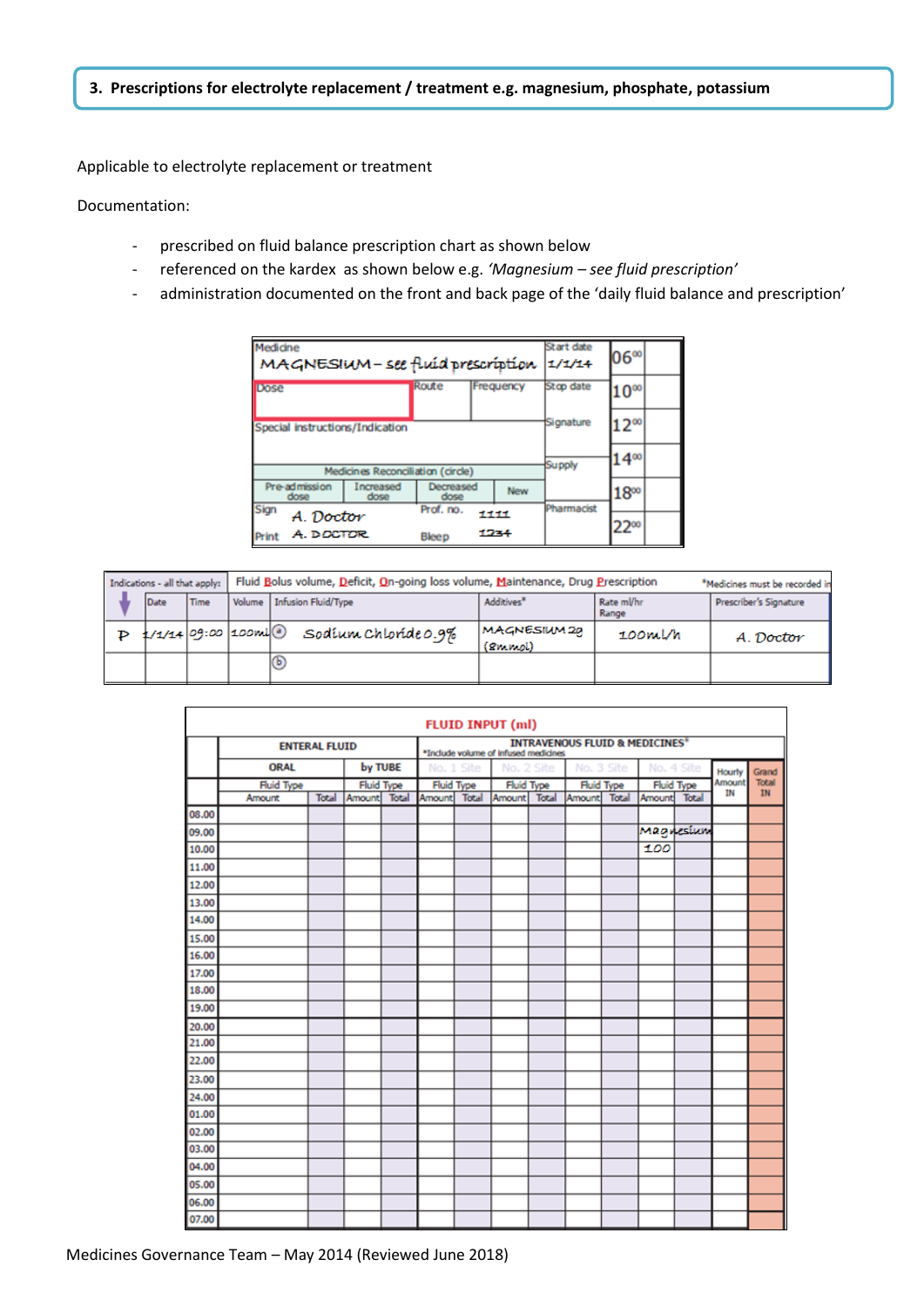## 3. Prescriptions for electrolyte replacement / treatment e.g. magnesium, phosphate, potassium

Applicable to electrolyte replacement or treatment

Documentation:

- prescribed on fluid balance prescription chart as shown below
- referenced on the kardex as shown below e.g. *'Magnesium – see fluid prescription'*
- administration documented on the front and back page of the 'daily fluid balance and prescription'

| | | | | | | |
|---|---|---|---|---|---|---|
| Medicine: MAGNESIUM – see fluid prescription | | | | Start date: 1/1/14 | 06⁰⁰ | |
| Dose | Route | Frequency | | Stop date | 10⁰⁰ | |
| Special instructions/Indication | | | | Signature | 12⁰⁰ | |
| | | | | | 14⁰⁰ | |
| Medicines Reconciliation (circle) | | | | Supply | | |
| Pre-admission dose | Increased dose | Decreased dose | New | | 18⁰⁰ | |
| Sign: A. Doctor | Prof. no. 1111 | | | Pharmacist | | |
| Print: A. DOCTOR | Bleep 1234 | | | | 22⁰⁰ | |

| Indications - all that apply: | Fluid Bolus volume, Deficit, On-going loss volume, Maintenance, Drug Prescription | | | | | *Medicines must be recorded in |
|---|---|---|---|---|---|---|
| | Date | Time | Volume | Infusion Fluid/Type | Additives* | Rate ml/hr Range | Prescriber's Signature |
| P | 1/1/14 | 09:00 | 100ml | ⓐ Sodium Chloride 0.9% | MAGNESIUM 2g (8mmol) | 100ml/h | A. Doctor |
| | | | | ⓑ | | | |

**FLUID INPUT (ml)**

| | ENTERAL FLUID | | | | INTRAVENOUS FLUID & MEDICINES* *Include volume of infused medicines | | | | | | | | Hourly Amount IN | Grand Total IN |
|---|---|---|---|---|---|---|---|---|---|---|---|---|---|---|
| | ORAL | | by TUBE | | No. 1 Site | | No. 2 Site | | No. 3 Site | | No. 4 Site | | | |
| | Fluid Type | | Fluid Type | | Fluid Type | | Fluid Type | | Fluid Type | | Fluid Type | | | |
| | Amount | Total | Amount | Total | Amount | Total | Amount | Total | Amount | Total | Amount | Total | | |
| 08.00 | | | | | | | | | | | | | | |
| 09.00 | | | | | | | | | | | Magnesium | | | |
| 10.00 | | | | | | | | | | | 100 | | | |
| 11.00 | | | | | | | | | | | | | | |
| 12.00 | | | | | | | | | | | | | | |
| 13.00 | | | | | | | | | | | | | | |
| 14.00 | | | | | | | | | | | | | | |
| 15.00 | | | | | | | | | | | | | | |
| 16.00 | | | | | | | | | | | | | | |
| 17.00 | | | | | | | | | | | | | | |
| 18.00 | | | | | | | | | | | | | | |
| 19.00 | | | | | | | | | | | | | | |
| 20.00 | | | | | | | | | | | | | | |
| 21.00 | | | | | | | | | | | | | | |
| 22.00 | | | | | | | | | | | | | | |
| 23.00 | | | | | | | | | | | | | | |
| 24.00 | | | | | | | | | | | | | | |
| 01.00 | | | | | | | | | | | | | | |
| 02.00 | | | | | | | | | | | | | | |
| 03.00 | | | | | | | | | | | | | | |
| 04.00 | | | | | | | | | | | | | | |
| 05.00 | | | | | | | | | | | | | | |
| 06.00 | | | | | | | | | | | | | | |
| 07.00 | | | | | | | | | | | | | | |

Medicines Governance Team – May 2014 (Reviewed June 2018)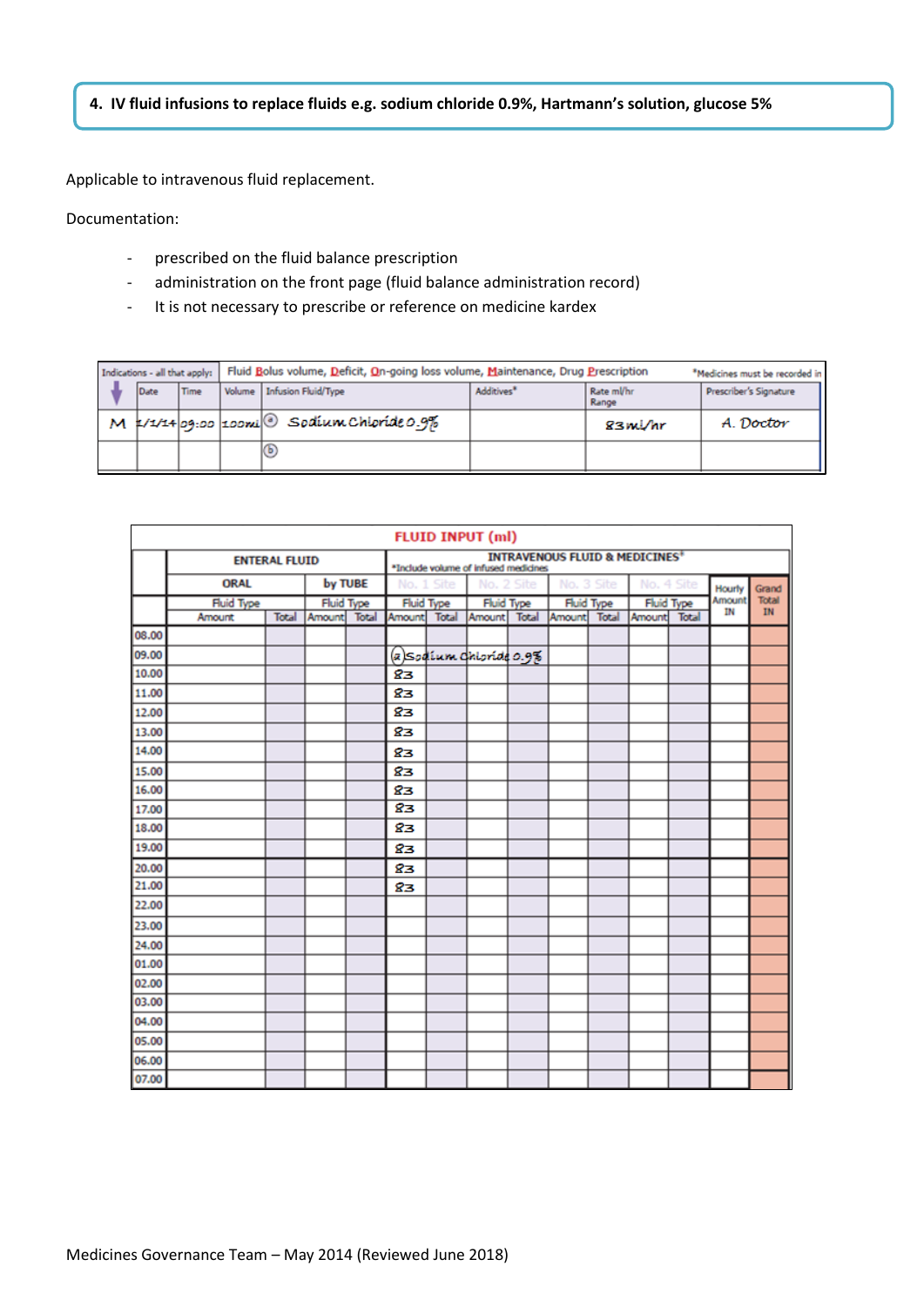**4. IV fluid infusions to replace fluids e.g. sodium chloride 0.9%, Hartmann's solution, glucose 5%**

Applicable to intravenous fluid replacement.

Documentation:

- prescribed on the fluid balance prescription
- administration on the front page (fluid balance administration record)
- It is not necessary to prescribe or reference on medicine kardex

| Indications - all that apply: | Fluid Bolus volume, Deficit, On-going loss volume, Maintenance, Drug Prescription | | | | | | *Medicines must be recorded in |
|---|---|---|---|---|---|---|---|
| ↓ | Date | Time | Volume | Infusion Fluid/Type | Additives* | Rate ml/hr Range | Prescriber's Signature |
| M | 1/1/14 | 09:00 | 100ml | ⓐ Sodium Chloride 0.9% | | 83ml/hr | A. Doctor |
| | | | | ⓑ | | | |

**FLUID INPUT (ml)**

| | ENTERAL FLUID | | | | INTRAVENOUS FLUID & MEDICINES* *Include volume of infused medicines | | | | | | | | | |
|---|---|---|---|---|---|---|---|---|---|---|---|---|---|---|
| | ORAL | | by TUBE | | No. 1 Site | | No. 2 Site | | No. 3 Site | | No. 4 Site | | Hourly Amount IN | Grand Total IN |
| | Fluid Type | | Fluid Type | | Fluid Type | | Fluid Type | | Fluid Type | | Fluid Type | | | |
| | Amount | Total | Amount | Total | Amount | Total | Amount | Total | Amount | Total | Amount | Total | | |
| 08.00 | | | | | | | | | | | | | | |
| 09.00 | | | | | ⓐ Sodium Chloride 0.9% | | | | | | | | | |
| 10.00 | | | | | 83 | | | | | | | | | |
| 11.00 | | | | | 83 | | | | | | | | | |
| 12.00 | | | | | 83 | | | | | | | | | |
| 13.00 | | | | | 83 | | | | | | | | | |
| 14.00 | | | | | 83 | | | | | | | | | |
| 15.00 | | | | | 83 | | | | | | | | | |
| 16.00 | | | | | 83 | | | | | | | | | |
| 17.00 | | | | | 83 | | | | | | | | | |
| 18.00 | | | | | 83 | | | | | | | | | |
| 19.00 | | | | | 83 | | | | | | | | | |
| 20.00 | | | | | 83 | | | | | | | | | |
| 21.00 | | | | | 83 | | | | | | | | | |
| 22.00 | | | | | | | | | | | | | | |
| 23.00 | | | | | | | | | | | | | | |
| 24.00 | | | | | | | | | | | | | | |
| 01.00 | | | | | | | | | | | | | | |
| 02.00 | | | | | | | | | | | | | | |
| 03.00 | | | | | | | | | | | | | | |
| 04.00 | | | | | | | | | | | | | | |
| 05.00 | | | | | | | | | | | | | | |
| 06.00 | | | | | | | | | | | | | | |
| 07.00 | | | | | | | | | | | | | | |

Medicines Governance Team – May 2014 (Reviewed June 2018)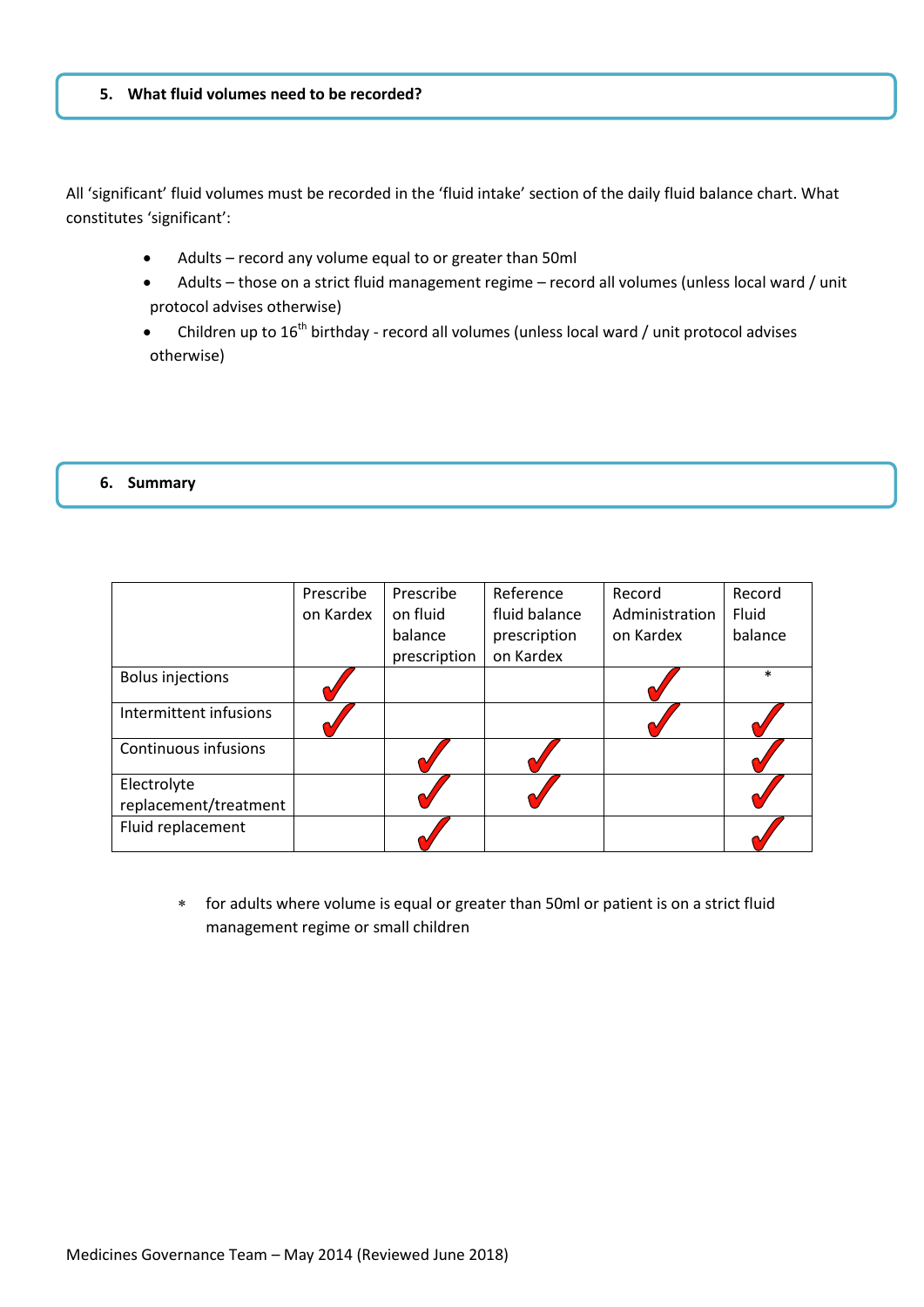## 5. What fluid volumes need to be recorded?

All 'significant' fluid volumes must be recorded in the 'fluid intake' section of the daily fluid balance chart. What constitutes 'significant':

- Adults – record any volume equal to or greater than 50ml
- Adults – those on a strict fluid management regime – record all volumes (unless local ward / unit protocol advises otherwise)
- Children up to 16th birthday - record all volumes (unless local ward / unit protocol advises otherwise)

## 6. Summary

| | Prescribe on Kardex | Prescribe on fluid balance prescription | Reference fluid balance prescription on Kardex | Record Administration on Kardex | Record Fluid balance |
|---|---|---|---|---|---|
| Bolus injections | ✓ | | | ✓ | * |
| Intermittent infusions | ✓ | | | ✓ | ✓ |
| Continuous infusions | | ✓ | ✓ | | ✓ |
| Electrolyte replacement/treatment | | ✓ | ✓ | | ✓ |
| Fluid replacement | | ✓ | | | ✓ |

* for adults where volume is equal or greater than 50ml or patient is on a strict fluid management regime or small children

Medicines Governance Team – May 2014 (Reviewed June 2018)